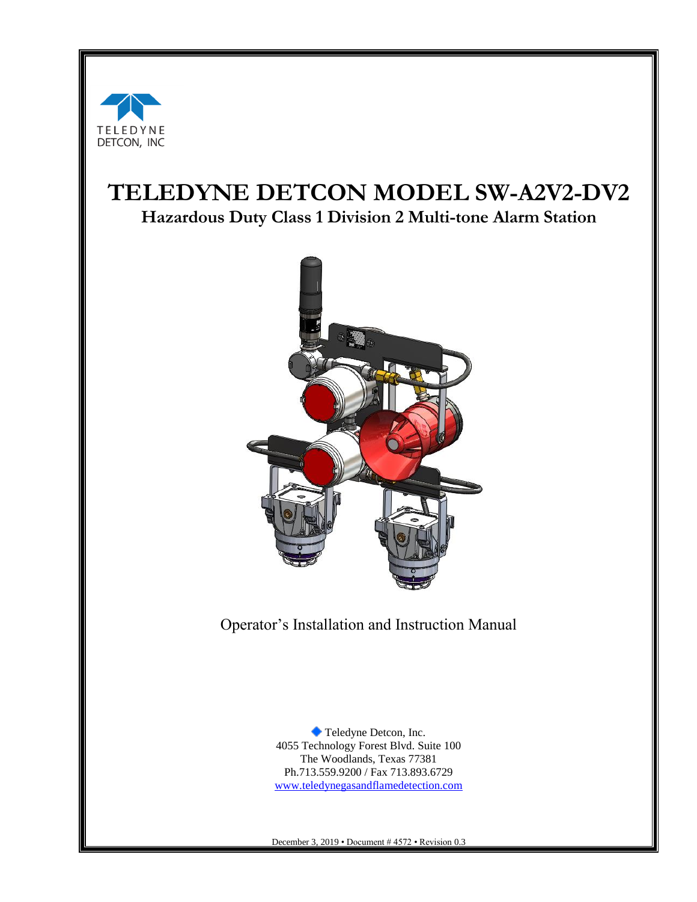TELEDYNE
DETCON, INC

# TELEDYNE DETCON MODEL SW-A2V2-DV2

## Hazardous Duty Class 1 Division 2 Multi-tone Alarm Station

Operator's Installation and Instruction Manual

Teledyne Detcon, Inc.
4055 Technology Forest Blvd. Suite 100
The Woodlands, Texas 77381
Ph.713.559.9200 / Fax 713.893.6729
www.teledynegasandflamedetection.com

December 3, 2019 • Document # 4572 • Revision 0.3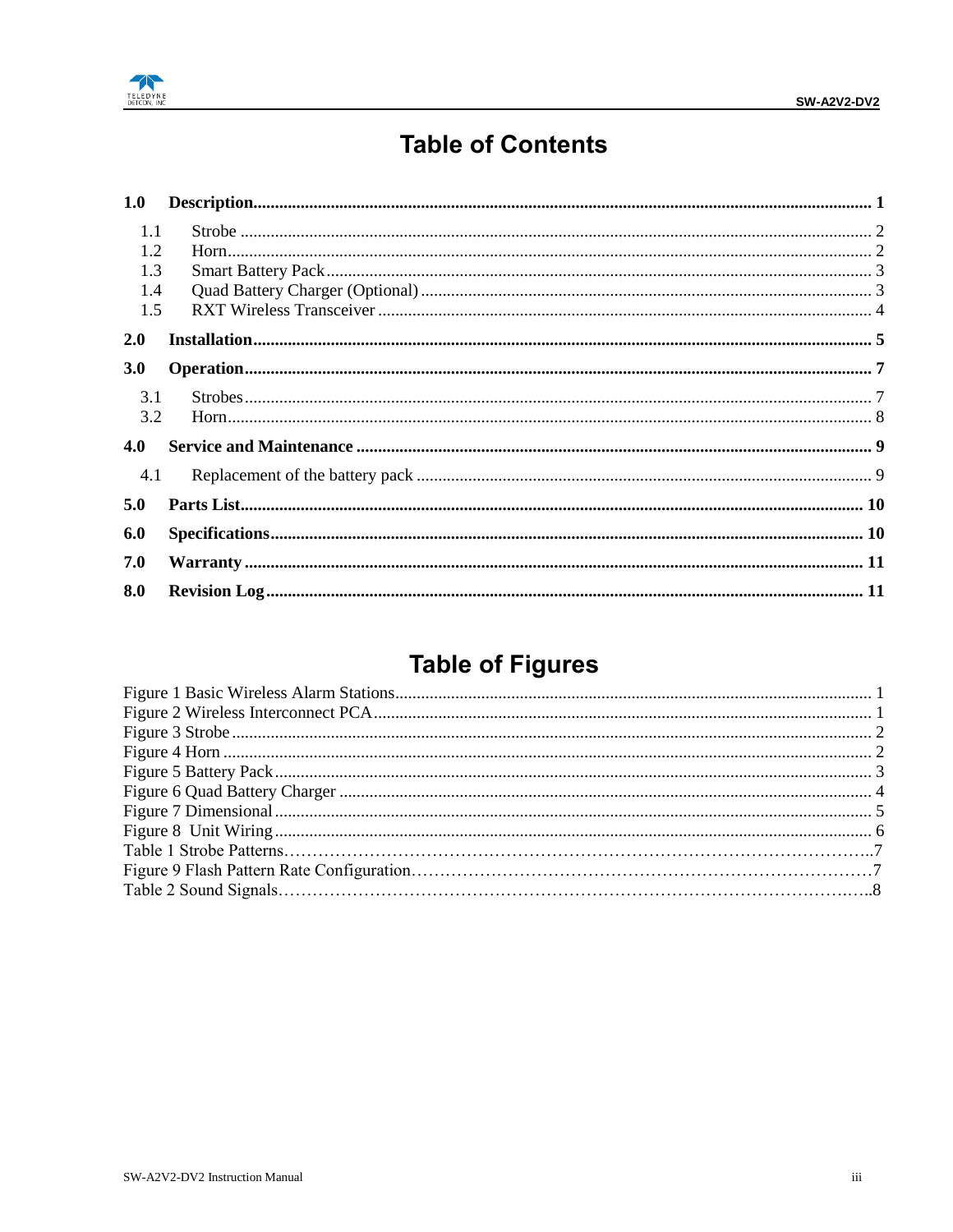# Table of Contents

**1.0 Description................................................................................................................................ 1**

1.1 Strobe ................................................................................................................................ 2
1.2 Horn.................................................................................................................................... 2
1.3 Smart Battery Pack............................................................................................................. 3
1.4 Quad Battery Charger (Optional) ........................................................................................ 3
1.5 RXT Wireless Transceiver ................................................................................................. 4

**2.0 Installation................................................................................................................................ 5**

**3.0 Operation................................................................................................................................ 7**

3.1 Strobes................................................................................................................................ 7
3.2 Horn.................................................................................................................................... 8

**4.0 Service and Maintenance ...................................................................................................... 9**

4.1 Replacement of the battery pack ........................................................................................ 9

**5.0 Parts List................................................................................................................................ 10**

**6.0 Specifications........................................................................................................................ 10**

**7.0 Warranty ................................................................................................................................ 11**

**8.0 Revision Log.......................................................................................................................... 11**

# Table of Figures

Figure 1 Basic Wireless Alarm Stations.............................................................................................. 1
Figure 2 Wireless Interconnect PCA.................................................................................................. 1
Figure 3 Strobe .................................................................................................................................. 2
Figure 4 Horn ..................................................................................................................................... 2
Figure 5 Battery Pack......................................................................................................................... 3
Figure 6 Quad Battery Charger .......................................................................................................... 4
Figure 7 Dimensional ......................................................................................................................... 5
Figure 8 Unit Wiring ........................................................................................................................... 6
Table 1 Strobe Patterns……………………………………………………………………………………..7
Figure 9 Flash Pattern Rate Configuration…………………………………………………………………7
Table 2 Sound Signals…………………………………………………………………………………….…..8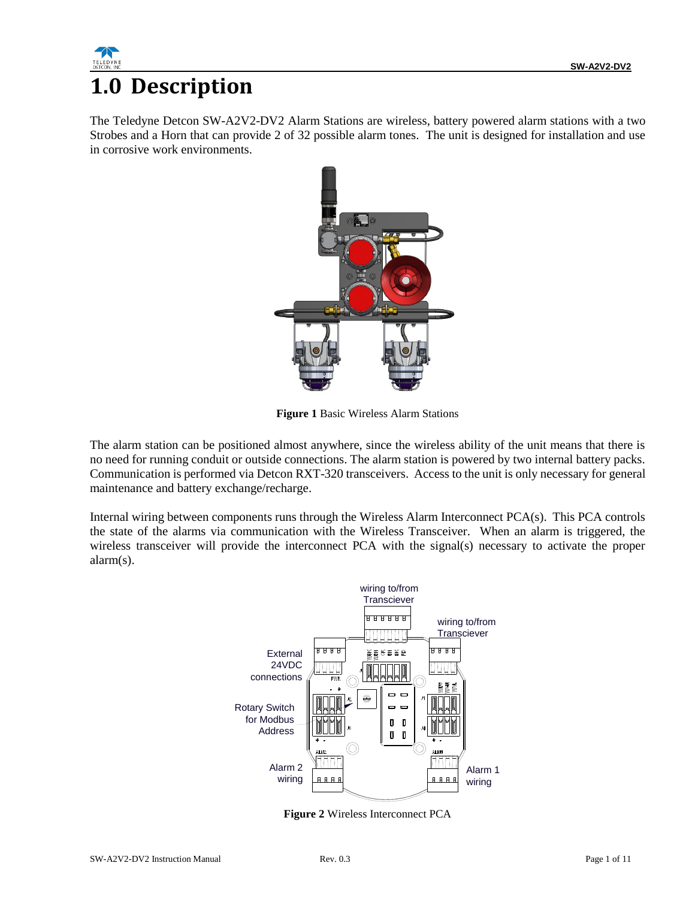# 1.0 Description

The Teledyne Detcon SW-A2V2-DV2 Alarm Stations are wireless, battery powered alarm stations with a two Strobes and a Horn that can provide 2 of 32 possible alarm tones. The unit is designed for installation and use in corrosive work environments.

**Figure 1** Basic Wireless Alarm Stations

The alarm station can be positioned almost anywhere, since the wireless ability of the unit means that there is no need for running conduit or outside connections. The alarm station is powered by two internal battery packs. Communication is performed via Detcon RXT-320 transceivers. Access to the unit is only necessary for general maintenance and battery exchange/recharge.

Internal wiring between components runs through the Wireless Alarm Interconnect PCA(s). This PCA controls the state of the alarms via communication with the Wireless Transceiver. When an alarm is triggered, the wireless transceiver will provide the interconnect PCA with the signal(s) necessary to activate the proper alarm(s).

wiring to/from Transciever

wiring to/from Transciever

External 24VDC connections

Rotary Switch for Modbus Address

Alarm 2 wiring

Alarm 1 wiring

**Figure 2** Wireless Interconnect PCA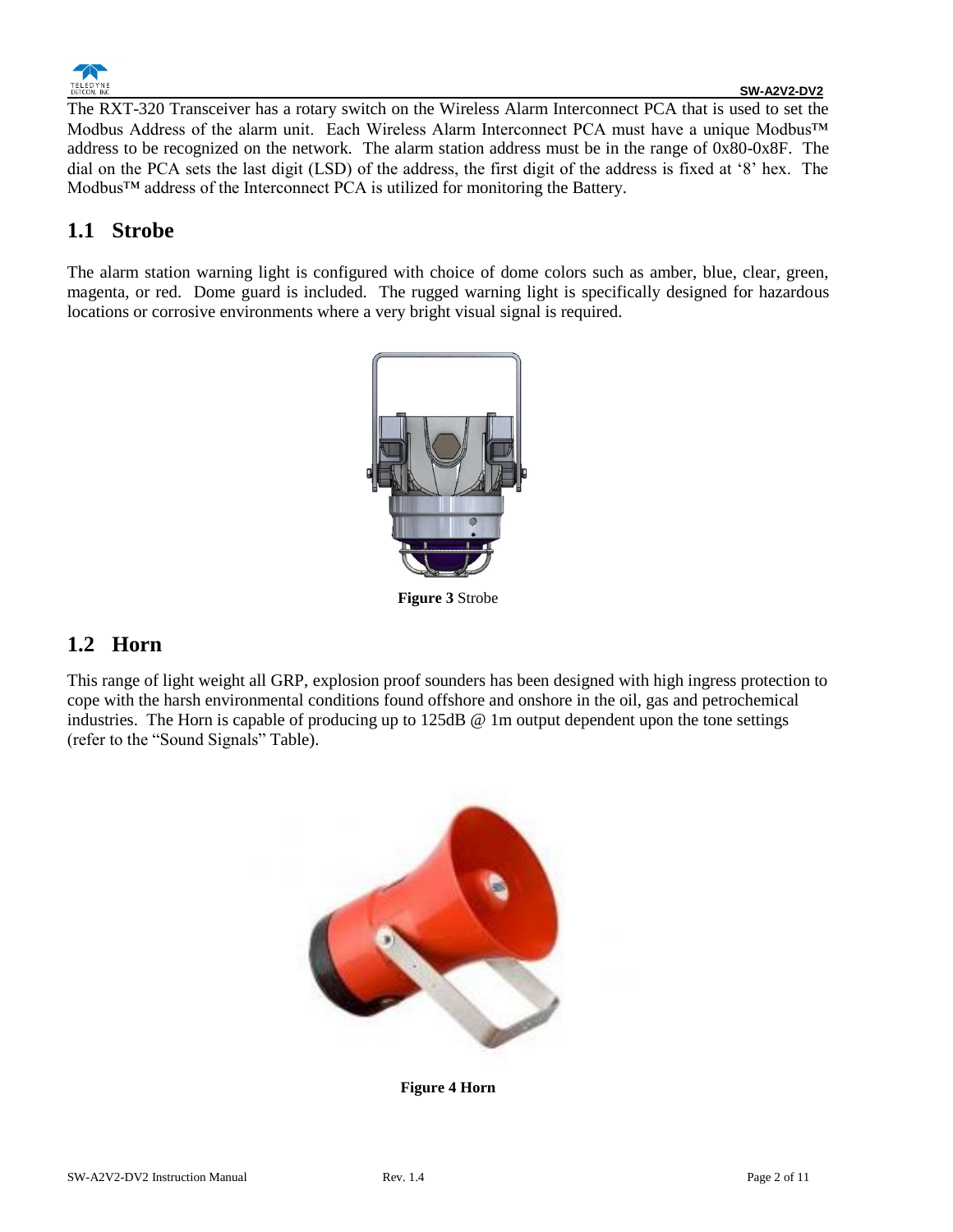The RXT-320 Transceiver has a rotary switch on the Wireless Alarm Interconnect PCA that is used to set the Modbus Address of the alarm unit. Each Wireless Alarm Interconnect PCA must have a unique Modbus™ address to be recognized on the network. The alarm station address must be in the range of 0x80-0x8F. The dial on the PCA sets the last digit (LSD) of the address, the first digit of the address is fixed at '8' hex. The Modbus™ address of the Interconnect PCA is utilized for monitoring the Battery.

## 1.1 Strobe

The alarm station warning light is configured with choice of dome colors such as amber, blue, clear, green, magenta, or red. Dome guard is included. The rugged warning light is specifically designed for hazardous locations or corrosive environments where a very bright visual signal is required.

**Figure 3** Strobe

## 1.2 Horn

This range of light weight all GRP, explosion proof sounders has been designed with high ingress protection to cope with the harsh environmental conditions found offshore and onshore in the oil, gas and petrochemical industries. The Horn is capable of producing up to 125dB @ 1m output dependent upon the tone settings (refer to the "Sound Signals" Table).

**Figure 4 Horn**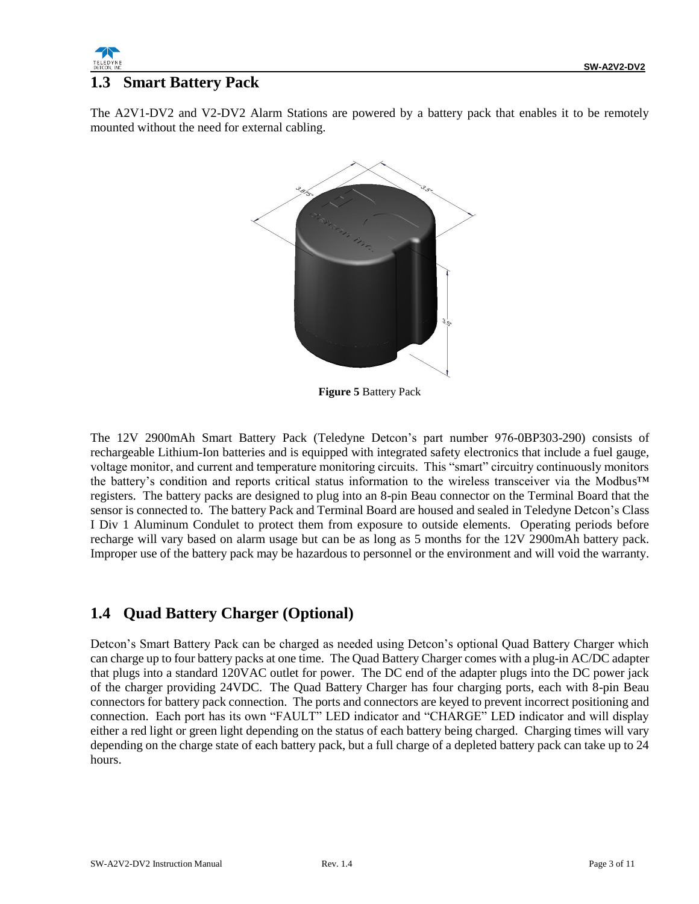## 1.3 Smart Battery Pack

The A2V1-DV2 and V2-DV2 Alarm Stations are powered by a battery pack that enables it to be remotely mounted without the need for external cabling.

3.875"

3.5"

3.5"

**Figure 5** Battery Pack

The 12V 2900mAh Smart Battery Pack (Teledyne Detcon's part number 976-0BP303-290) consists of rechargeable Lithium-Ion batteries and is equipped with integrated safety electronics that include a fuel gauge, voltage monitor, and current and temperature monitoring circuits. This "smart" circuitry continuously monitors the battery's condition and reports critical status information to the wireless transceiver via the Modbus™ registers. The battery packs are designed to plug into an 8-pin Beau connector on the Terminal Board that the sensor is connected to. The battery Pack and Terminal Board are housed and sealed in Teledyne Detcon's Class I Div 1 Aluminum Condulet to protect them from exposure to outside elements. Operating periods before recharge will vary based on alarm usage but can be as long as 5 months for the 12V 2900mAh battery pack. Improper use of the battery pack may be hazardous to personnel or the environment and will void the warranty.

## 1.4 Quad Battery Charger (Optional)

Detcon's Smart Battery Pack can be charged as needed using Detcon's optional Quad Battery Charger which can charge up to four battery packs at one time. The Quad Battery Charger comes with a plug-in AC/DC adapter that plugs into a standard 120VAC outlet for power. The DC end of the adapter plugs into the DC power jack of the charger providing 24VDC. The Quad Battery Charger has four charging ports, each with 8-pin Beau connectors for battery pack connection. The ports and connectors are keyed to prevent incorrect positioning and connection. Each port has its own "FAULT" LED indicator and "CHARGE" LED indicator and will display either a red light or green light depending on the status of each battery being charged. Charging times will vary depending on the charge state of each battery pack, but a full charge of a depleted battery pack can take up to 24 hours.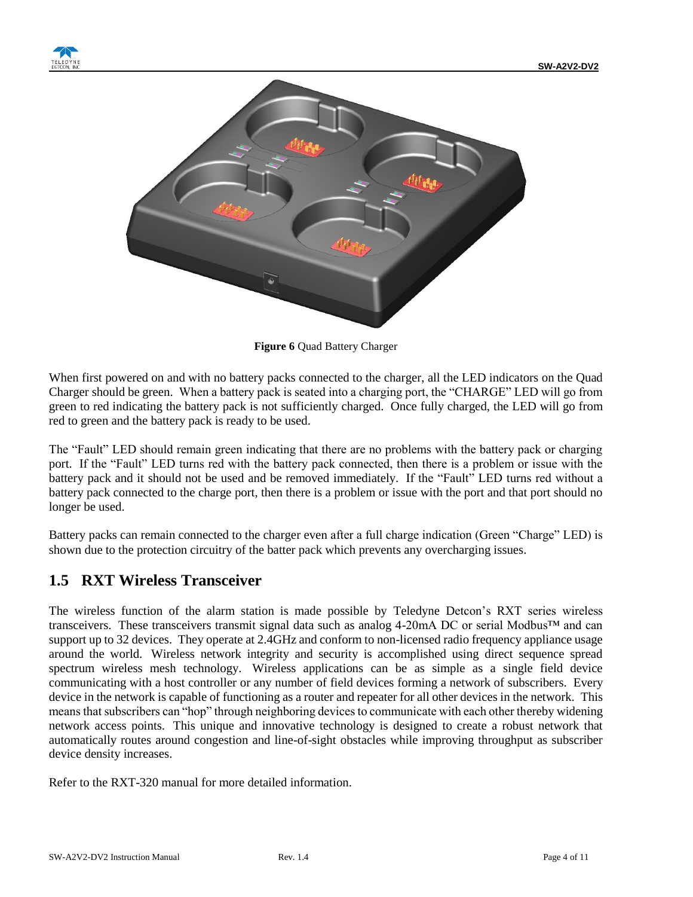**Figure 6** Quad Battery Charger

When first powered on and with no battery packs connected to the charger, all the LED indicators on the Quad Charger should be green. When a battery pack is seated into a charging port, the "CHARGE" LED will go from green to red indicating the battery pack is not sufficiently charged. Once fully charged, the LED will go from red to green and the battery pack is ready to be used.

The "Fault" LED should remain green indicating that there are no problems with the battery pack or charging port. If the "Fault" LED turns red with the battery pack connected, then there is a problem or issue with the battery pack and it should not be used and be removed immediately. If the "Fault" LED turns red without a battery pack connected to the charge port, then there is a problem or issue with the port and that port should no longer be used.

Battery packs can remain connected to the charger even after a full charge indication (Green "Charge" LED) is shown due to the protection circuitry of the batter pack which prevents any overcharging issues.

## 1.5 RXT Wireless Transceiver

The wireless function of the alarm station is made possible by Teledyne Detcon's RXT series wireless transceivers. These transceivers transmit signal data such as analog 4-20mA DC or serial Modbus™ and can support up to 32 devices. They operate at 2.4GHz and conform to non-licensed radio frequency appliance usage around the world. Wireless network integrity and security is accomplished using direct sequence spread spectrum wireless mesh technology. Wireless applications can be as simple as a single field device communicating with a host controller or any number of field devices forming a network of subscribers. Every device in the network is capable of functioning as a router and repeater for all other devices in the network. This means that subscribers can "hop" through neighboring devices to communicate with each other thereby widening network access points. This unique and innovative technology is designed to create a robust network that automatically routes around congestion and line-of-sight obstacles while improving throughput as subscriber device density increases.

Refer to the RXT-320 manual for more detailed information.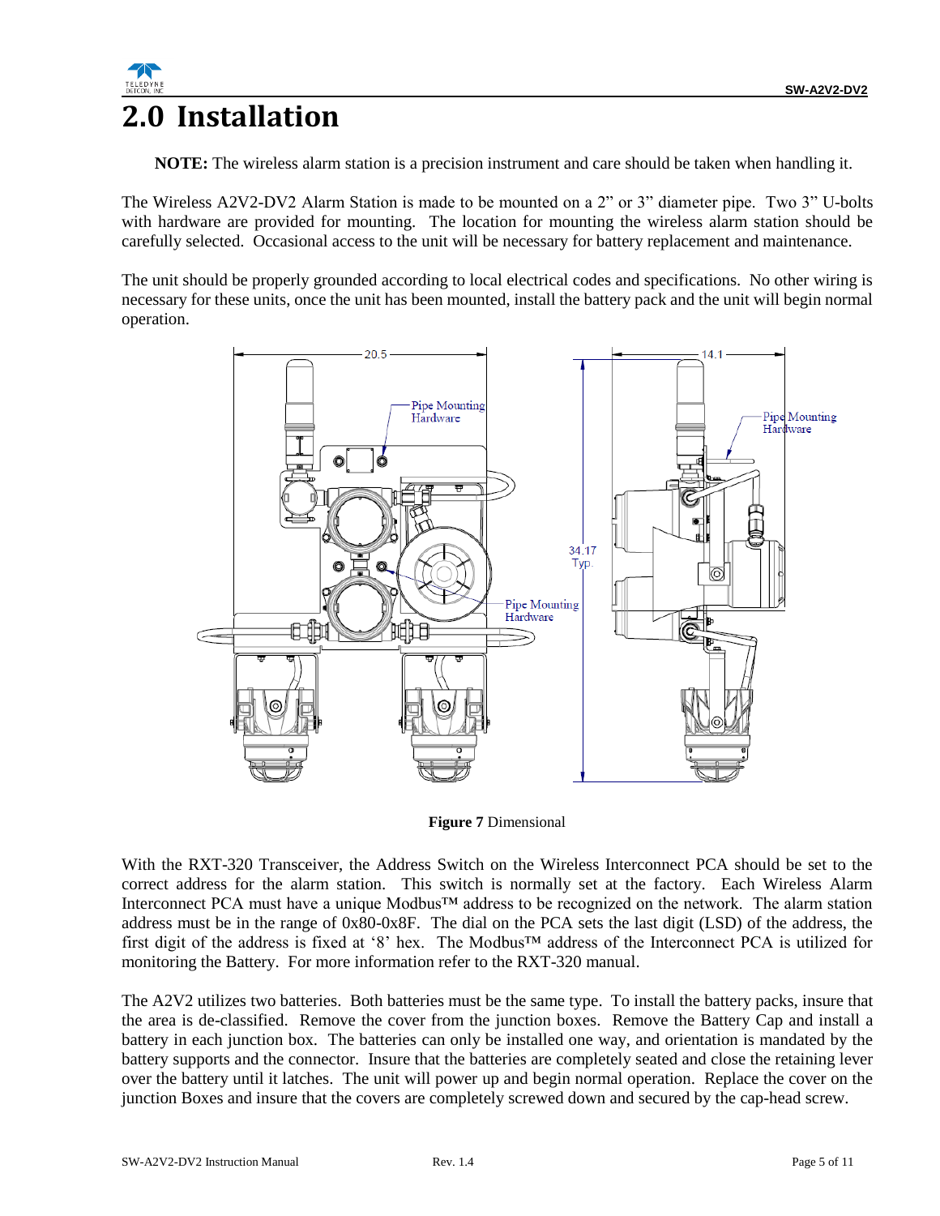# 2.0 Installation

**NOTE:** The wireless alarm station is a precision instrument and care should be taken when handling it.

The Wireless A2V2-DV2 Alarm Station is made to be mounted on a 2" or 3" diameter pipe. Two 3" U-bolts with hardware are provided for mounting. The location for mounting the wireless alarm station should be carefully selected. Occasional access to the unit will be necessary for battery replacement and maintenance.

The unit should be properly grounded according to local electrical codes and specifications. No other wiring is necessary for these units, once the unit has been mounted, install the battery pack and the unit will begin normal operation.

20.5

14.1

Pipe Mounting Hardware

Pipe Mounting Hardware

34.17 Typ.

Pipe Mounting Hardware

**Figure 7** Dimensional

With the RXT-320 Transceiver, the Address Switch on the Wireless Interconnect PCA should be set to the correct address for the alarm station. This switch is normally set at the factory. Each Wireless Alarm Interconnect PCA must have a unique Modbus™ address to be recognized on the network. The alarm station address must be in the range of 0x80-0x8F. The dial on the PCA sets the last digit (LSD) of the address, the first digit of the address is fixed at '8' hex. The Modbus™ address of the Interconnect PCA is utilized for monitoring the Battery. For more information refer to the RXT-320 manual.

The A2V2 utilizes two batteries. Both batteries must be the same type. To install the battery packs, insure that the area is de-classified. Remove the cover from the junction boxes. Remove the Battery Cap and install a battery in each junction box. The batteries can only be installed one way, and orientation is mandated by the battery supports and the connector. Insure that the batteries are completely seated and close the retaining lever over the battery until it latches. The unit will power up and begin normal operation. Replace the cover on the junction Boxes and insure that the covers are completely screwed down and secured by the cap-head screw.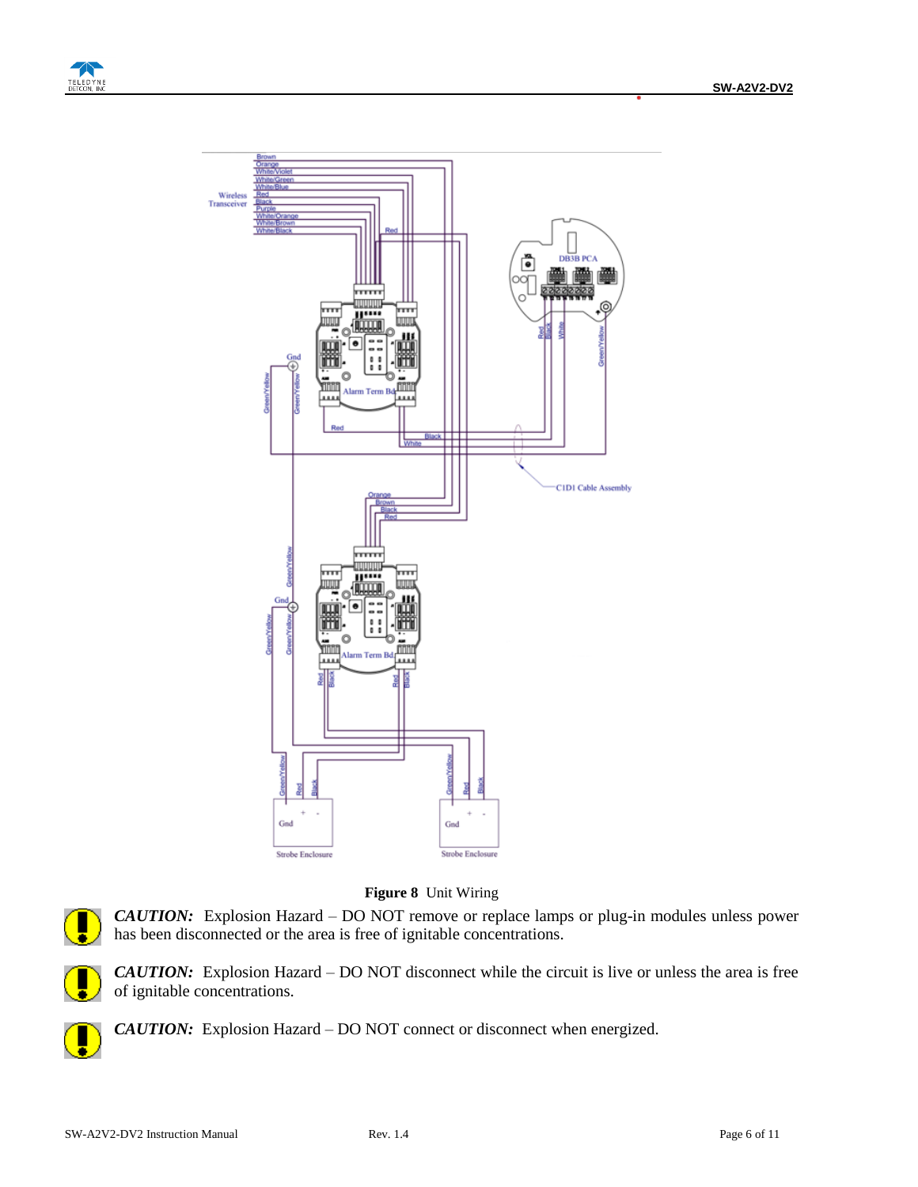Brown
Orange
White/Violet
White/Green
White/Blue
Wireless Transceiver
Red
Black
Purple
White/Orange
White/Brown
White/Black
Red
DB3B PCA
Gnd
Green/Yellow
Green/Yellow
Alarm Term Bd
Red
Black
White
Red
Black
White
Green/Yellow
C1D1 Cable Assembly
Orange
Brown
Black
Red
Green/Yellow
Gnd
Green/Yellow
Green/Yellow
Alarm Term Bd
Red
Black
Red
Black
Green/Yellow
Red
Black
Gnd
Strobe Enclosure
Green/Yellow
Red
Black
Gnd
Strobe Enclosure

**Figure 8** Unit Wiring

***CAUTION:*** Explosion Hazard – DO NOT remove or replace lamps or plug-in modules unless power has been disconnected or the area is free of ignitable concentrations.

***CAUTION:*** Explosion Hazard – DO NOT disconnect while the circuit is live or unless the area is free of ignitable concentrations.

***CAUTION:*** Explosion Hazard – DO NOT connect or disconnect when energized.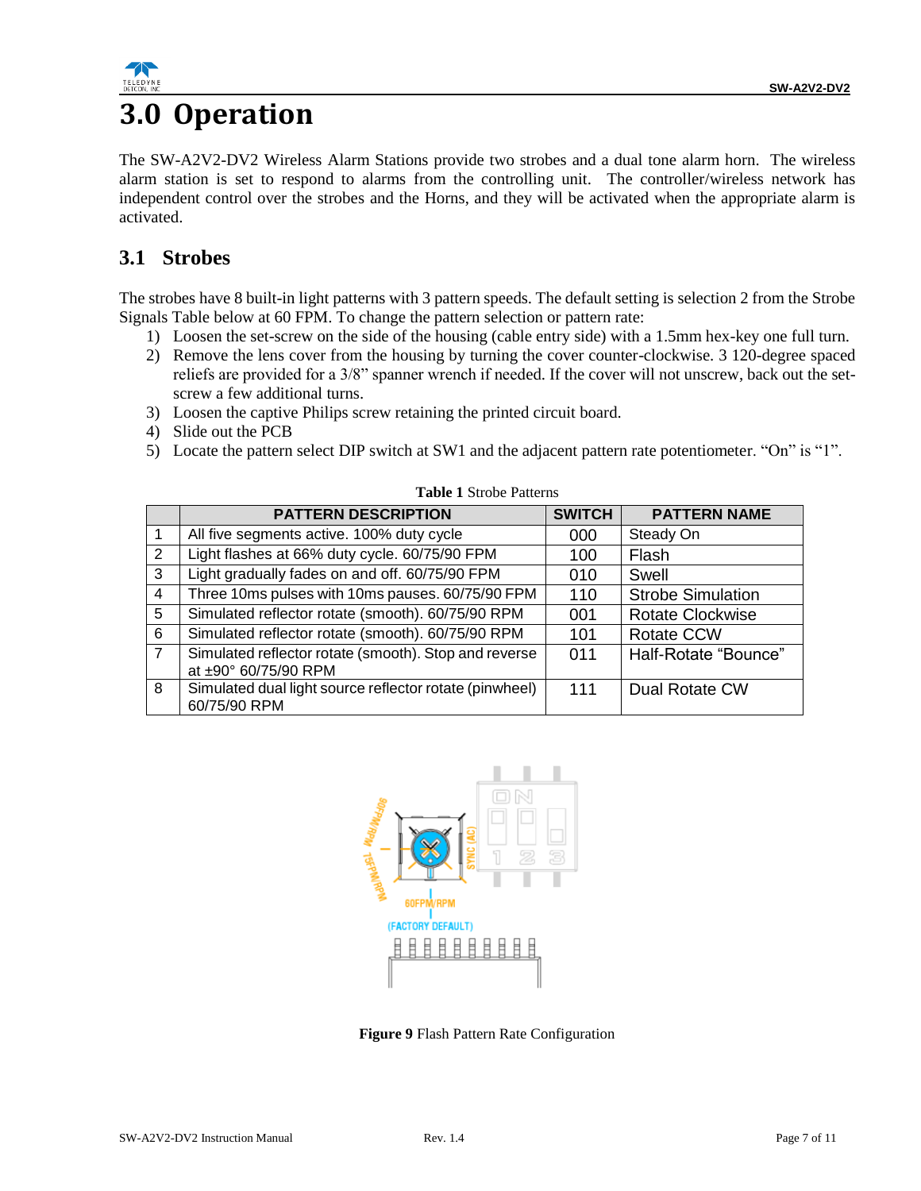# 3.0 Operation

The SW-A2V2-DV2 Wireless Alarm Stations provide two strobes and a dual tone alarm horn. The wireless alarm station is set to respond to alarms from the controlling unit. The controller/wireless network has independent control over the strobes and the Horns, and they will be activated when the appropriate alarm is activated.

## 3.1 Strobes

The strobes have 8 built-in light patterns with 3 pattern speeds. The default setting is selection 2 from the Strobe Signals Table below at 60 FPM. To change the pattern selection or pattern rate:

1) Loosen the set-screw on the side of the housing (cable entry side) with a 1.5mm hex-key one full turn.
2) Remove the lens cover from the housing by turning the cover counter-clockwise. 3 120-degree spaced reliefs are provided for a 3/8" spanner wrench if needed. If the cover will not unscrew, back out the set-screw a few additional turns.
3) Loosen the captive Philips screw retaining the printed circuit board.
4) Slide out the PCB
5) Locate the pattern select DIP switch at SW1 and the adjacent pattern rate potentiometer. "On" is "1".

**Table 1** Strobe Patterns

| | PATTERN DESCRIPTION | SWITCH | PATTERN NAME |
|---|---|---|---|
| 1 | All five segments active. 100% duty cycle | 000 | Steady On |
| 2 | Light flashes at 66% duty cycle. 60/75/90 FPM | 100 | Flash |
| 3 | Light gradually fades on and off. 60/75/90 FPM | 010 | Swell |
| 4 | Three 10ms pulses with 10ms pauses. 60/75/90 FPM | 110 | Strobe Simulation |
| 5 | Simulated reflector rotate (smooth). 60/75/90 RPM | 001 | Rotate Clockwise |
| 6 | Simulated reflector rotate (smooth). 60/75/90 RPM | 101 | Rotate CCW |
| 7 | Simulated reflector rotate (smooth). Stop and reverse at ±90° 60/75/90 RPM | 011 | Half-Rotate "Bounce" |
| 8 | Simulated dual light source reflector rotate (pinwheel) 60/75/90 RPM | 111 | Dual Rotate CW |

90FPM/RPM
75FPM/RPM
60FPM/RPM
(FACTORY DEFAULT)
SYNC (AC)
ON
1 2 3

**Figure 9** Flash Pattern Rate Configuration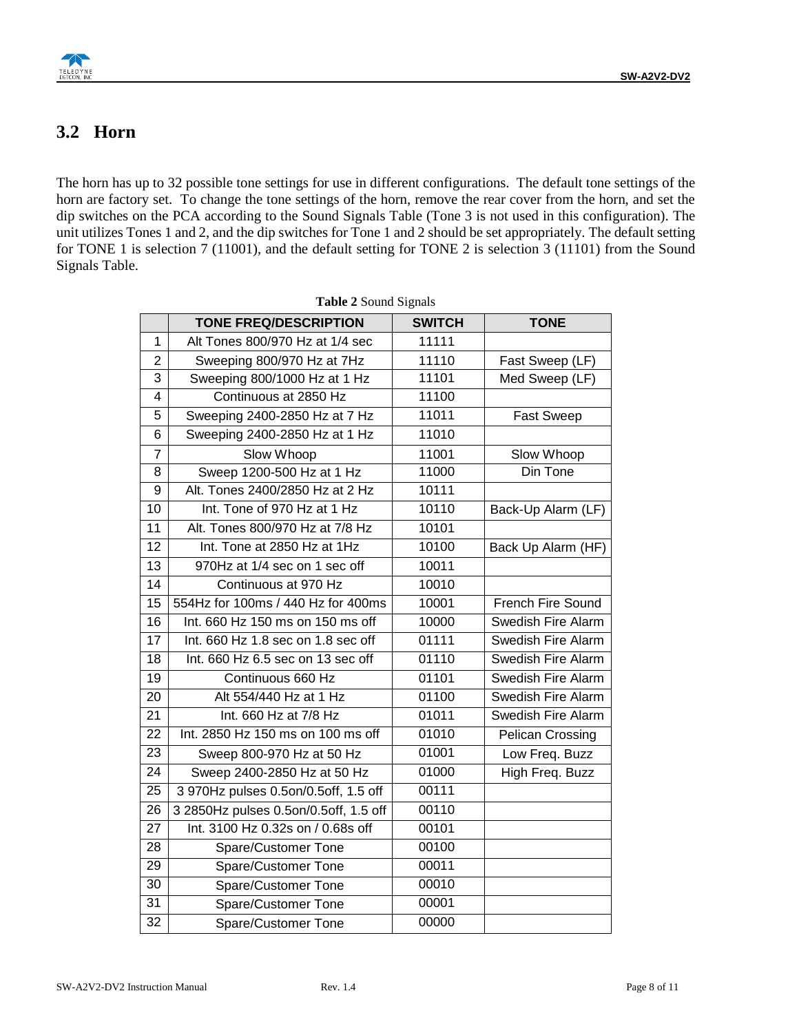## 3.2 Horn

The horn has up to 32 possible tone settings for use in different configurations. The default tone settings of the horn are factory set. To change the tone settings of the horn, remove the rear cover from the horn, and set the dip switches on the PCA according to the Sound Signals Table (Tone 3 is not used in this configuration). The unit utilizes Tones 1 and 2, and the dip switches for Tone 1 and 2 should be set appropriately. The default setting for TONE 1 is selection 7 (11001), and the default setting for TONE 2 is selection 3 (11101) from the Sound Signals Table.

**Table 2** Sound Signals

| | TONE FREQ/DESCRIPTION | SWITCH | TONE |
|---|---|---|---|
| 1 | Alt Tones 800/970 Hz at 1/4 sec | 11111 | |
| 2 | Sweeping 800/970 Hz at 7Hz | 11110 | Fast Sweep (LF) |
| 3 | Sweeping 800/1000 Hz at 1 Hz | 11101 | Med Sweep (LF) |
| 4 | Continuous at 2850 Hz | 11100 | |
| 5 | Sweeping 2400-2850 Hz at 7 Hz | 11011 | Fast Sweep |
| 6 | Sweeping 2400-2850 Hz at 1 Hz | 11010 | |
| 7 | Slow Whoop | 11001 | Slow Whoop |
| 8 | Sweep 1200-500 Hz at 1 Hz | 11000 | Din Tone |
| 9 | Alt. Tones 2400/2850 Hz at 2 Hz | 10111 | |
| 10 | Int. Tone of 970 Hz at 1 Hz | 10110 | Back-Up Alarm (LF) |
| 11 | Alt. Tones 800/970 Hz at 7/8 Hz | 10101 | |
| 12 | Int. Tone at 2850 Hz at 1Hz | 10100 | Back Up Alarm (HF) |
| 13 | 970Hz at 1/4 sec on 1 sec off | 10011 | |
| 14 | Continuous at 970 Hz | 10010 | |
| 15 | 554Hz for 100ms / 440 Hz for 400ms | 10001 | French Fire Sound |
| 16 | Int. 660 Hz 150 ms on 150 ms off | 10000 | Swedish Fire Alarm |
| 17 | Int. 660 Hz 1.8 sec on 1.8 sec off | 01111 | Swedish Fire Alarm |
| 18 | Int. 660 Hz 6.5 sec on 13 sec off | 01110 | Swedish Fire Alarm |
| 19 | Continuous 660 Hz | 01101 | Swedish Fire Alarm |
| 20 | Alt 554/440 Hz at 1 Hz | 01100 | Swedish Fire Alarm |
| 21 | Int. 660 Hz at 7/8 Hz | 01011 | Swedish Fire Alarm |
| 22 | Int. 2850 Hz 150 ms on 100 ms off | 01010 | Pelican Crossing |
| 23 | Sweep 800-970 Hz at 50 Hz | 01001 | Low Freq. Buzz |
| 24 | Sweep 2400-2850 Hz at 50 Hz | 01000 | High Freq. Buzz |
| 25 | 3 970Hz pulses 0.5on/0.5off, 1.5 off | 00111 | |
| 26 | 3 2850Hz pulses 0.5on/0.5off, 1.5 off | 00110 | |
| 27 | Int. 3100 Hz 0.32s on / 0.68s off | 00101 | |
| 28 | Spare/Customer Tone | 00100 | |
| 29 | Spare/Customer Tone | 00011 | |
| 30 | Spare/Customer Tone | 00010 | |
| 31 | Spare/Customer Tone | 00001 | |
| 32 | Spare/Customer Tone | 00000 | |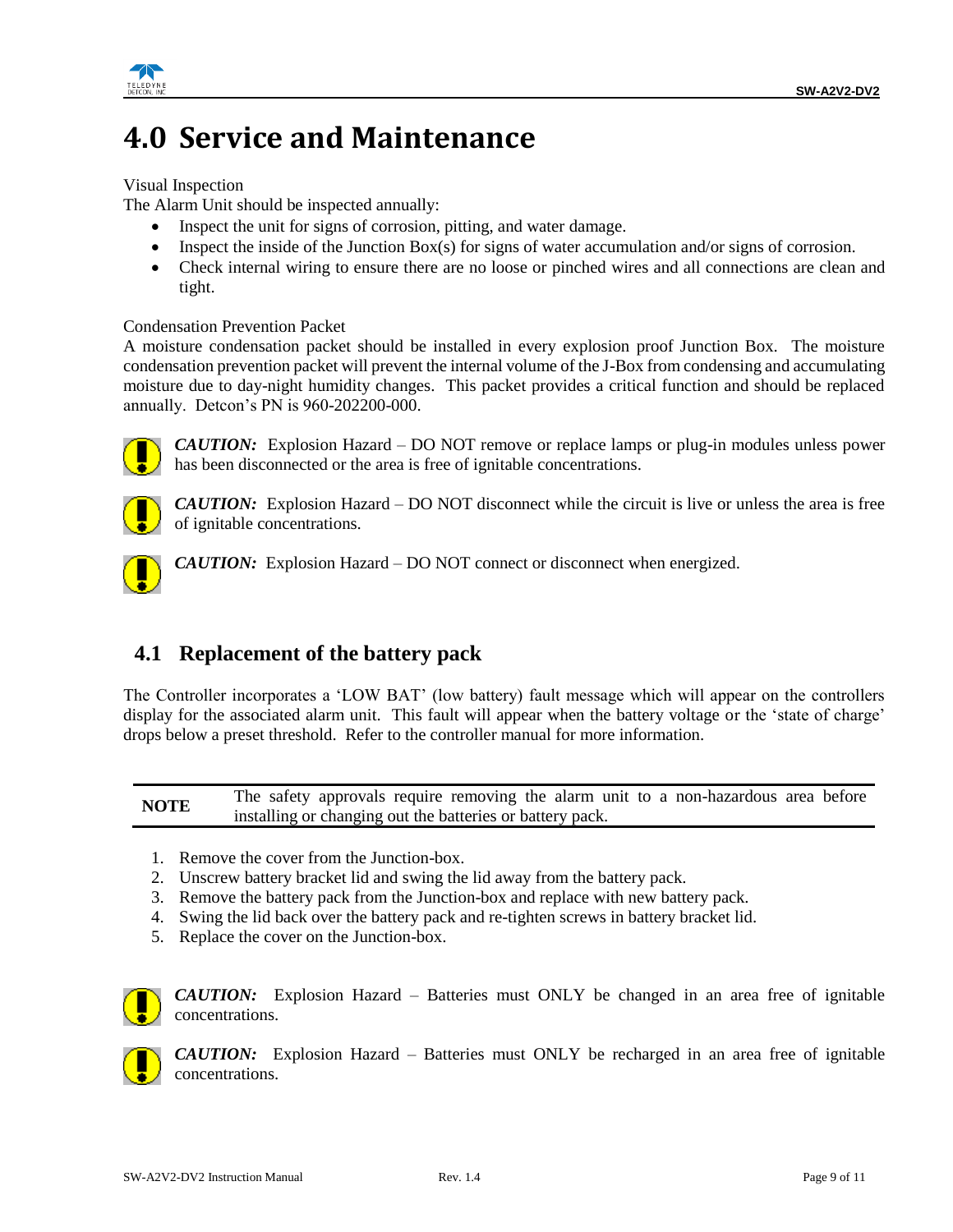# 4.0 Service and Maintenance

Visual Inspection

The Alarm Unit should be inspected annually:

- Inspect the unit for signs of corrosion, pitting, and water damage.
- Inspect the inside of the Junction Box(s) for signs of water accumulation and/or signs of corrosion.
- Check internal wiring to ensure there are no loose or pinched wires and all connections are clean and tight.

Condensation Prevention Packet

A moisture condensation packet should be installed in every explosion proof Junction Box. The moisture condensation prevention packet will prevent the internal volume of the J-Box from condensing and accumulating moisture due to day-night humidity changes. This packet provides a critical function and should be replaced annually. Detcon's PN is 960-202200-000.

***CAUTION:*** Explosion Hazard – DO NOT remove or replace lamps or plug-in modules unless power has been disconnected or the area is free of ignitable concentrations.

***CAUTION:*** Explosion Hazard – DO NOT disconnect while the circuit is live or unless the area is free of ignitable concentrations.

***CAUTION:*** Explosion Hazard – DO NOT connect or disconnect when energized.

## 4.1 Replacement of the battery pack

The Controller incorporates a 'LOW BAT' (low battery) fault message which will appear on the controllers display for the associated alarm unit. This fault will appear when the battery voltage or the 'state of charge' drops below a preset threshold. Refer to the controller manual for more information.

| | |
|---|---|
| **NOTE** | The safety approvals require removing the alarm unit to a non-hazardous area before installing or changing out the batteries or battery pack. |

1. Remove the cover from the Junction-box.
2. Unscrew battery bracket lid and swing the lid away from the battery pack.
3. Remove the battery pack from the Junction-box and replace with new battery pack.
4. Swing the lid back over the battery pack and re-tighten screws in battery bracket lid.
5. Replace the cover on the Junction-box.

***CAUTION:*** Explosion Hazard – Batteries must ONLY be changed in an area free of ignitable concentrations.

***CAUTION:*** Explosion Hazard – Batteries must ONLY be recharged in an area free of ignitable concentrations.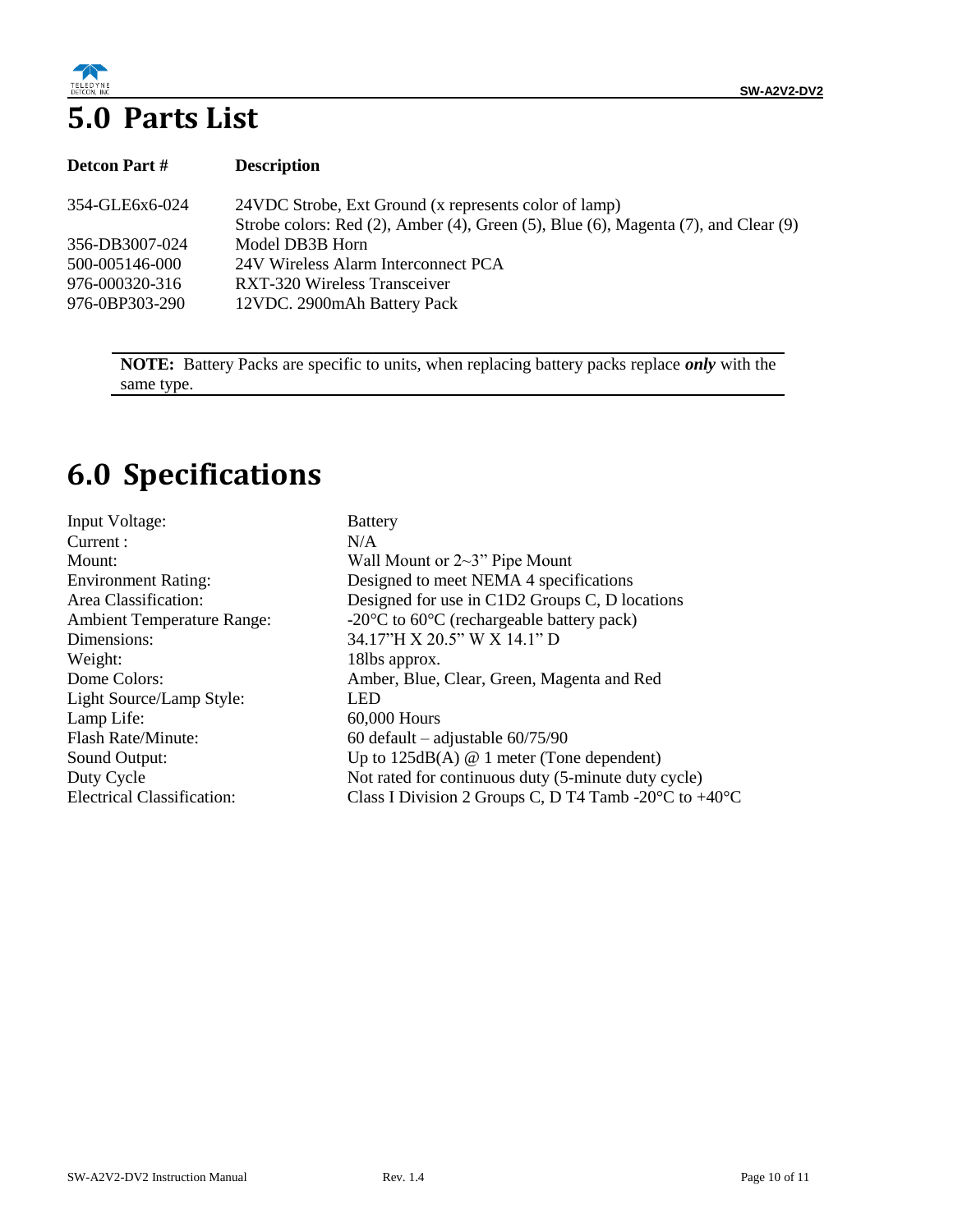# 5.0 Parts List

| Detcon Part # | Description |
|---|---|
| 354-GLE6x6-024 | 24VDC Strobe, Ext Ground (x represents color of lamp)<br>Strobe colors: Red (2), Amber (4), Green (5), Blue (6), Magenta (7), and Clear (9) |
| 356-DB3007-024 | Model DB3B Horn |
| 500-005146-000 | 24V Wireless Alarm Interconnect PCA |
| 976-000320-316 | RXT-320 Wireless Transceiver |
| 976-0BP303-290 | 12VDC. 2900mAh Battery Pack |

**NOTE:** Battery Packs are specific to units, when replacing battery packs replace ***only*** with the same type.

# 6.0 Specifications

| | |
|---|---|
| Input Voltage: | Battery |
| Current : | N/A |
| Mount: | Wall Mount or 2~3" Pipe Mount |
| Environment Rating: | Designed to meet NEMA 4 specifications |
| Area Classification: | Designed for use in C1D2 Groups C, D locations |
| Ambient Temperature Range: | -20°C to 60°C (rechargeable battery pack) |
| Dimensions: | 34.17"H X 20.5" W X 14.1" D |
| Weight: | 18lbs approx. |
| Dome Colors: | Amber, Blue, Clear, Green, Magenta and Red |
| Light Source/Lamp Style: | LED |
| Lamp Life: | 60,000 Hours |
| Flash Rate/Minute: | 60 default – adjustable 60/75/90 |
| Sound Output: | Up to 125dB(A) @ 1 meter (Tone dependent) |
| Duty Cycle | Not rated for continuous duty (5-minute duty cycle) |
| Electrical Classification: | Class I Division 2 Groups C, D T4 Tamb -20°C to +40°C |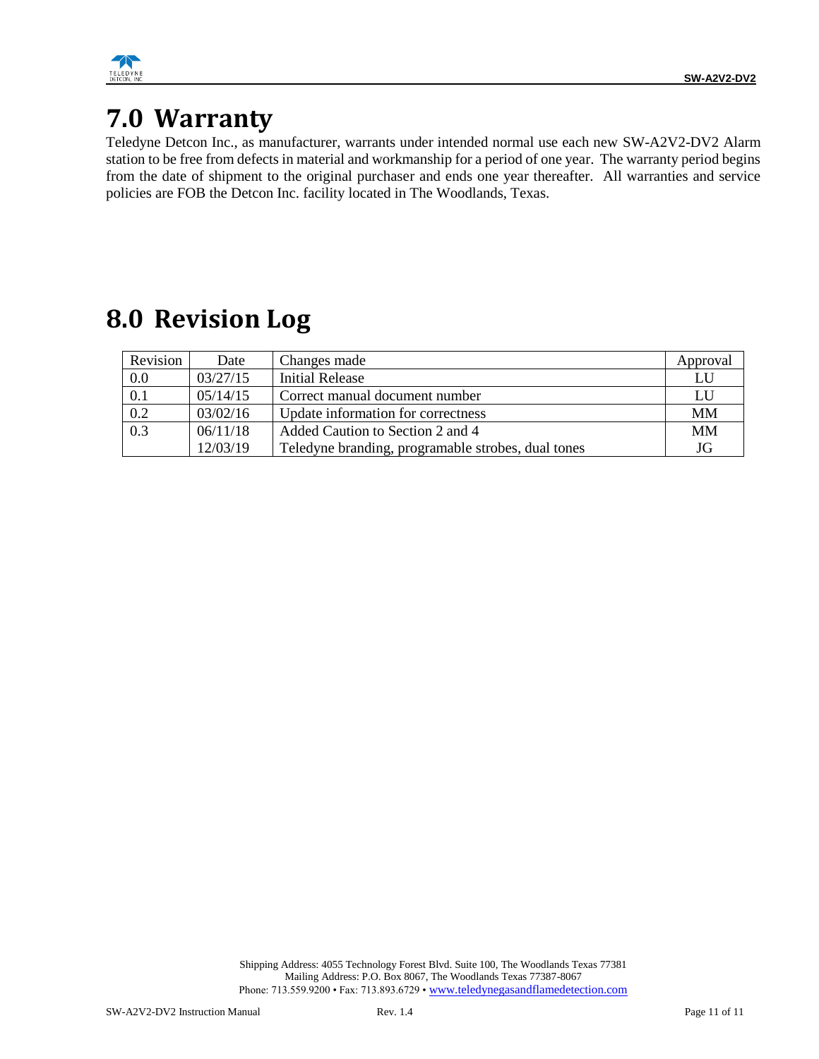# 7.0 Warranty

Teledyne Detcon Inc., as manufacturer, warrants under intended normal use each new SW-A2V2-DV2 Alarm station to be free from defects in material and workmanship for a period of one year. The warranty period begins from the date of shipment to the original purchaser and ends one year thereafter. All warranties and service policies are FOB the Detcon Inc. facility located in The Woodlands, Texas.

# 8.0 Revision Log

| Revision | Date | Changes made | Approval |
|---|---|---|---|
| 0.0 | 03/27/15 | Initial Release | LU |
| 0.1 | 05/14/15 | Correct manual document number | LU |
| 0.2 | 03/02/16 | Update information for correctness | MM |
| 0.3 | 06/11/18 | Added Caution to Section 2 and 4 | MM |
| | 12/03/19 | Teledyne branding, programable strobes, dual tones | JG |

Shipping Address: 4055 Technology Forest Blvd. Suite 100, The Woodlands Texas 77381
Mailing Address: P.O. Box 8067, The Woodlands Texas 77387-8067
Phone: 713.559.9200 • Fax: 713.893.6729 • www.teledynegasandflamedetection.com